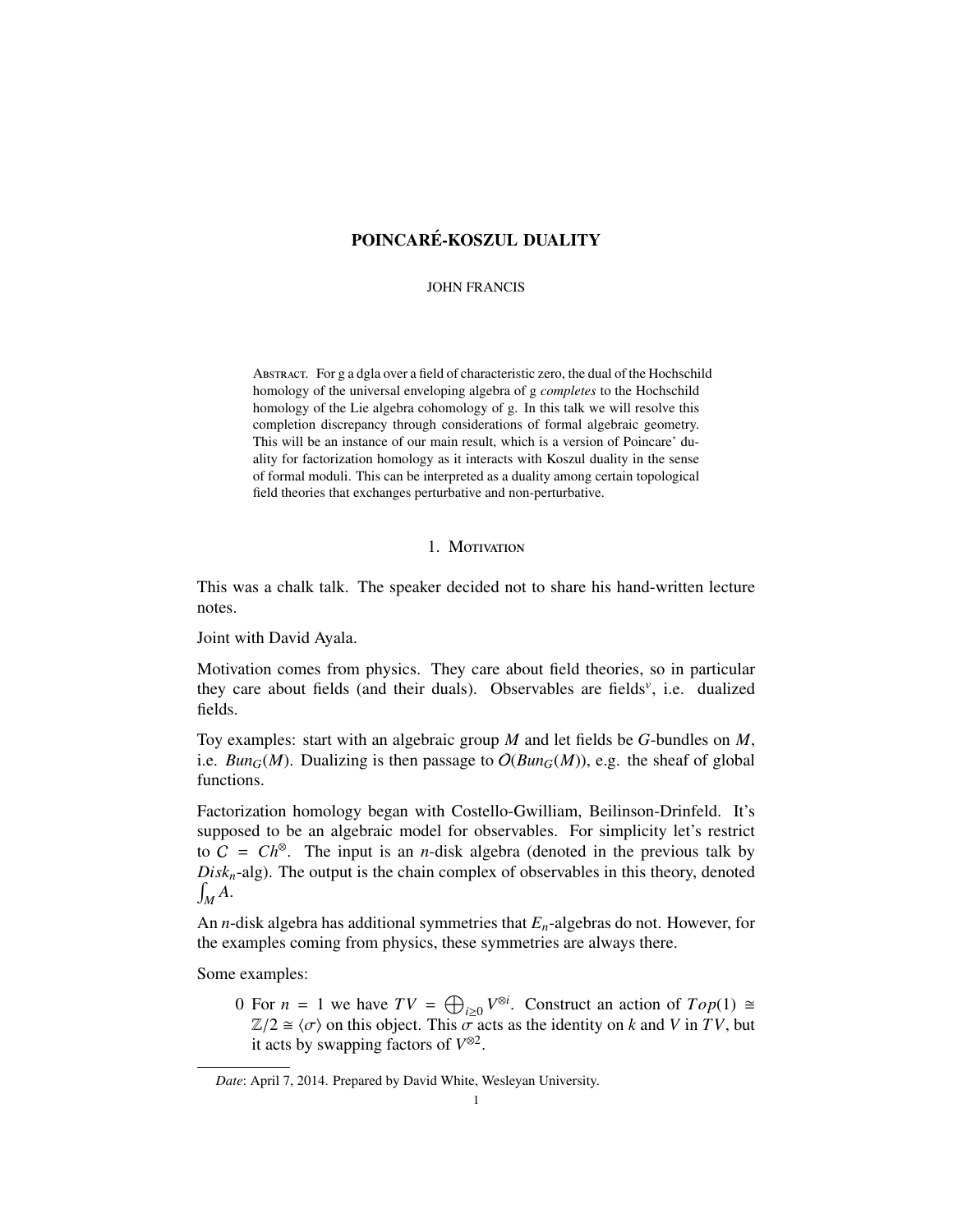# POINCARÉ-KOSZUL DUALITY

JOHN FRANCIS

Abstract. For g a dgla over a field of characteristic zero, the dual of the Hochschild homology of the universal enveloping algebra of g *completes* to the Hochschild homology of the Lie algebra cohomology of g. In this talk we will resolve this completion discrepancy through considerations of formal algebraic geometry. This will be an instance of our main result, which is a version of Poincare' duality for factorization homology as it interacts with Koszul duality in the sense of formal moduli. This can be interpreted as a duality among certain topological field theories that exchanges perturbative and non-perturbative.

## 1. Motivation

This was a chalk talk. The speaker decided not to share his hand-written lecture notes.

Joint with David Ayala.

Motivation comes from physics. They care about field theories, so in particular they care about fields (and their duals). Observables are fields$^v$, i.e. dualized fields.

Toy examples: start with an algebraic group $M$ and let fields be $G$-bundles on $M$, i.e. $Bun_G(M)$. Dualizing is then passage to $O(Bun_G(M))$, e.g. the sheaf of global functions.

Factorization homology began with Costello-Gwilliam, Beilinson-Drinfeld. It's supposed to be an algebraic model for observables. For simplicity let's restrict to $C = Ch^{\otimes}$. The input is an $n$-disk algebra (denoted in the previous talk by $Disk_n$-alg). The output is the chain complex of observables in this theory, denoted $\int_M A$.

An $n$-disk algebra has additional symmetries that $E_n$-algebras do not. However, for the examples coming from physics, these symmetries are always there.

Some examples:

0 For $n = 1$ we have $TV = \bigoplus_{i\geq 0} V^{\otimes i}$. Construct an action of $Top(1) \cong \mathbb{Z}/2 \cong \langle\sigma\rangle$ on this object. This $\sigma$ acts as the identity on $k$ and $V$ in $TV$, but it acts by swapping factors of $V^{\otimes 2}$.

*Date*: April 7, 2014. Prepared by David White, Wesleyan University.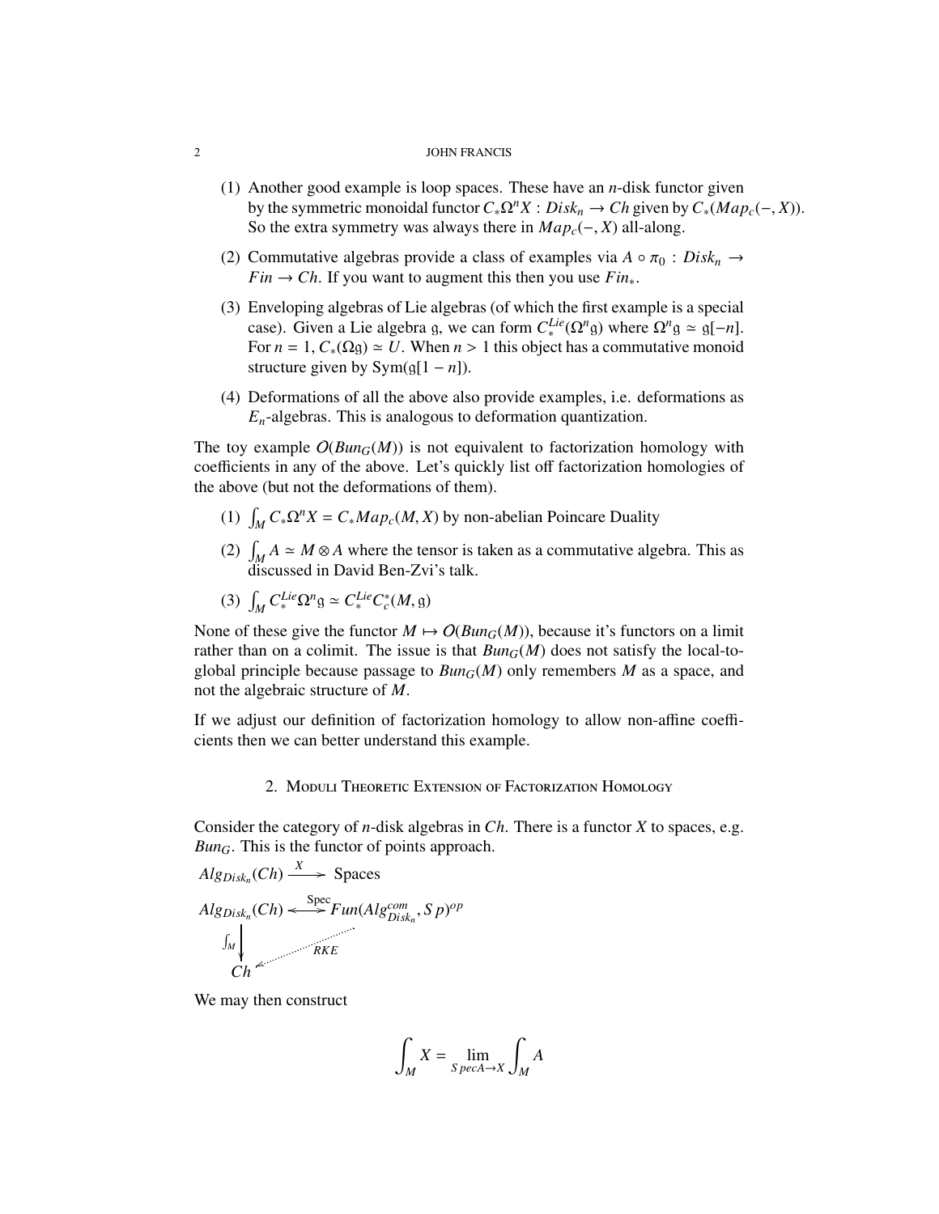(1) Another good example is loop spaces. These have an $n$-disk functor given by the symmetric monoidal functor $C_*\Omega^n X : Disk_n \to Ch$ given by $C_*(Map_c(-, X))$. So the extra symmetry was always there in $Map_c(-, X)$ all-along.

(2) Commutative algebras provide a class of examples via $A \circ \pi_0 : Disk_n \to Fin \to Ch$. If you want to augment this then you use $Fin_*$.

(3) Enveloping algebras of Lie algebras (of which the first example is a special case). Given a Lie algebra $\mathfrak{g}$, we can form $C_*^{Lie}(\Omega^n \mathfrak{g})$ where $\Omega^n \mathfrak{g} \simeq \mathfrak{g}[-n]$. For $n = 1$, $C_*(\Omega\mathfrak{g}) \simeq U$. When $n > 1$ this object has a commutative monoid structure given by $\mathrm{Sym}(\mathfrak{g}[1 - n])$.

(4) Deformations of all the above also provide examples, i.e. deformations as $E_n$-algebras. This is analogous to deformation quantization.

The toy example $O(Bun_G(M))$ is not equivalent to factorization homology with coefficients in any of the above. Let's quickly list off factorization homologies of the above (but not the deformations of them).

(1) $\int_M C_*\Omega^n X = C_* Map_c(M, X)$ by non-abelian Poincare Duality

(2) $\int_M A \simeq M \otimes A$ where the tensor is taken as a commutative algebra. This as discussed in David Ben-Zvi's talk.

(3) $\int_M C_*^{Lie}\Omega^n \mathfrak{g} \simeq C_*^{Lie} C_c^*(M, \mathfrak{g})$

None of these give the functor $M \mapsto O(Bun_G(M))$, because it's functors on a limit rather than on a colimit. The issue is that $Bun_G(M)$ does not satisfy the local-to-global principle because passage to $Bun_G(M)$ only remembers $M$ as a space, and not the algebraic structure of $M$.

If we adjust our definition of factorization homology to allow non-affine coefficients then we can better understand this example.

## 2. Moduli Theoretic Extension of Factorization Homology

Consider the category of $n$-disk algebras in $Ch$. There is a functor $X$ to spaces, e.g. $Bun_G$. This is the functor of points approach.

$$Alg_{Disk_n}(Ch) \xrightarrow{X} \text{Spaces}$$

$$\begin{array}{ccc} Alg_{Disk_n}(Ch) & \overset{\text{Spec}}{\longleftrightarrow} & Fun(Alg^{com}_{Disk_n}, Sp)^{op} \\ \Big\downarrow {\scriptstyle \int_M} & \swarrow {\scriptstyle RKE} & \\ Ch & & \end{array}$$

We may then construct

$$\int_M X = \lim_{SpecA \to X} \int_M A$$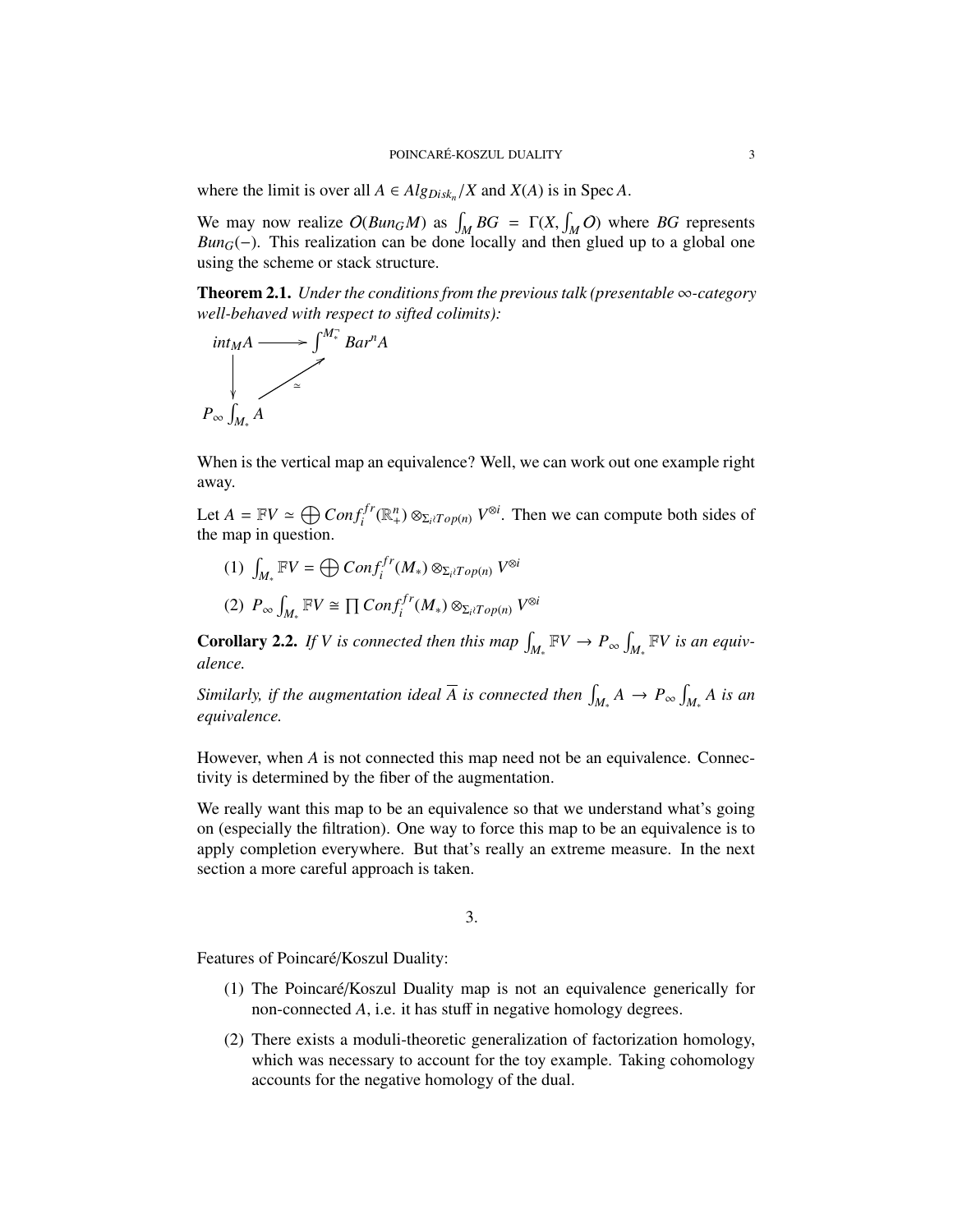where the limit is over all $A \in Alg_{Disk_n}/X$ and $X(A)$ is in Spec $A$.

We may now realize $O(Bun_G M)$ as $\int_M BG = \Gamma(X, \int_M O)$ where $BG$ represents $Bun_G(-)$. This realization can be done locally and then glued up to a global one using the scheme or stack structure.

**Theorem 2.1.** *Under the conditions from the previous talk (presentable ∞-category well-behaved with respect to sifted colimits):*

$$\begin{array}{ccc} int_M A & \longrightarrow & \int^{M_*^{\neg}} Bar^n A \\ \downarrow & \nearrow_{\simeq} & \\ P_\infty \int_{M_*} A & & \end{array}$$

When is the vertical map an equivalence? Well, we can work out one example right away.

Let $A = \mathbb{F}V \simeq \bigoplus Conf_i^{fr}(\mathbb{R}^n_+) \otimes_{\Sigma_i \wr Top(n)} V^{\otimes i}$. Then we can compute both sides of the map in question.

(1) $\int_{M_*} \mathbb{F}V = \bigoplus Conf_i^{fr}(M_*) \otimes_{\Sigma_i \wr Top(n)} V^{\otimes i}$

(2) $P_\infty \int_{M_*} \mathbb{F}V \cong \prod Conf_i^{fr}(M_*) \otimes_{\Sigma_i \wr Top(n)} V^{\otimes i}$

**Corollary 2.2.** *If $V$ is connected then this map $\int_{M_*} \mathbb{F}V \to P_\infty \int_{M_*} \mathbb{F}V$ is an equivalence.*

*Similarly, if the augmentation ideal $\overline{A}$ is connected then $\int_{M_*} A \to P_\infty \int_{M_*} A$ is an equivalence.*

However, when $A$ is not connected this map need not be an equivalence. Connectivity is determined by the fiber of the augmentation.

We really want this map to be an equivalence so that we understand what's going on (especially the filtration). One way to force this map to be an equivalence is to apply completion everywhere. But that's really an extreme measure. In the next section a more careful approach is taken.

## 3.

Features of Poincaré/Koszul Duality:

1. The Poincaré/Koszul Duality map is not an equivalence generically for non-connected $A$, i.e. it has stuff in negative homology degrees.
2. There exists a moduli-theoretic generalization of factorization homology, which was necessary to account for the toy example. Taking cohomology accounts for the negative homology of the dual.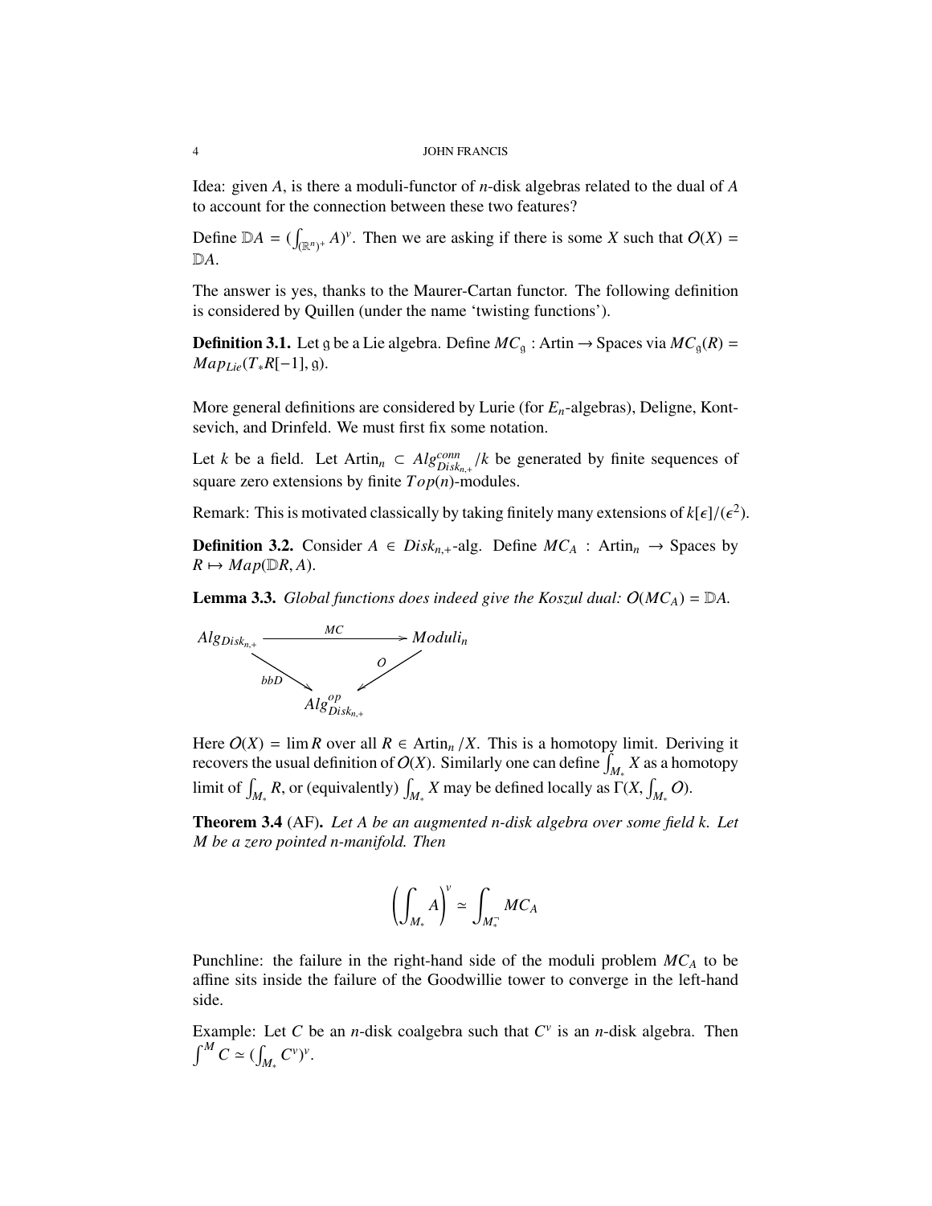Idea: given $A$, is there a moduli-functor of $n$-disk algebras related to the dual of $A$ to account for the connection between these two features?

Define $\mathbb{D}A = (\int_{(\mathbb{R}^n)^+} A)^\vee$. Then we are asking if there is some $X$ such that $O(X) = \mathbb{D}A$.

The answer is yes, thanks to the Maurer-Cartan functor. The following definition is considered by Quillen (under the name 'twisting functions').

**Definition 3.1.** Let $\mathfrak{g}$ be a Lie algebra. Define $MC_{\mathfrak{g}}$ : Artin $\to$ Spaces via $MC_{\mathfrak{g}}(R) = Map_{Lie}(T_* R[-1], \mathfrak{g})$.

More general definitions are considered by Lurie (for $E_n$-algebras), Deligne, Kontsevich, and Drinfeld. We must first fix some notation.

Let $k$ be a field. Let $\text{Artin}_n \subset Alg^{conn}_{Disk_{n,+}}/k$ be generated by finite sequences of square zero extensions by finite $Top(n)$-modules.

Remark: This is motivated classically by taking finitely many extensions of $k[\epsilon]/(\epsilon^2)$.

**Definition 3.2.** Consider $A \in Disk_{n,+}$-alg. Define $MC_A$ : $\text{Artin}_n \to$ Spaces by $R \mapsto Map(\mathbb{D}R, A)$.

**Lemma 3.3.** *Global functions does indeed give the Koszul dual: $O(MC_A) = \mathbb{D}A$.*

$$\begin{array}{ccc} Alg_{Disk_{n,+}} & \xrightarrow{MC} & Moduli_n \\ & {\scriptstyle bbD}\searrow \quad \swarrow {\scriptstyle O} & \\ & Alg^{op}_{Disk_{n,+}} & \end{array}$$

Here $O(X) = \lim R$ over all $R \in \text{Artin}_n/X$. This is a homotopy limit. Deriving it recovers the usual definition of $O(X)$. Similarly one can define $\int_{M_*} X$ as a homotopy limit of $\int_{M_*} R$, or (equivalently) $\int_{M_*} X$ may be defined locally as $\Gamma(X, \int_{M_*} O)$.

**Theorem 3.4** (AF). *Let $A$ be an augmented $n$-disk algebra over some field $k$. Let $M$ be a zero pointed $n$-manifold. Then*

$$\left( \int_{M_*} A \right)^\vee \simeq \int_{M_*^\neg} MC_A$$

Punchline: the failure in the right-hand side of the moduli problem $MC_A$ to be affine sits inside the failure of the Goodwillie tower to converge in the left-hand side.

Example: Let $C$ be an $n$-disk coalgebra such that $C^\vee$ is an $n$-disk algebra. Then $\int^M C \simeq (\int_{M_*} C^\vee)^\vee$.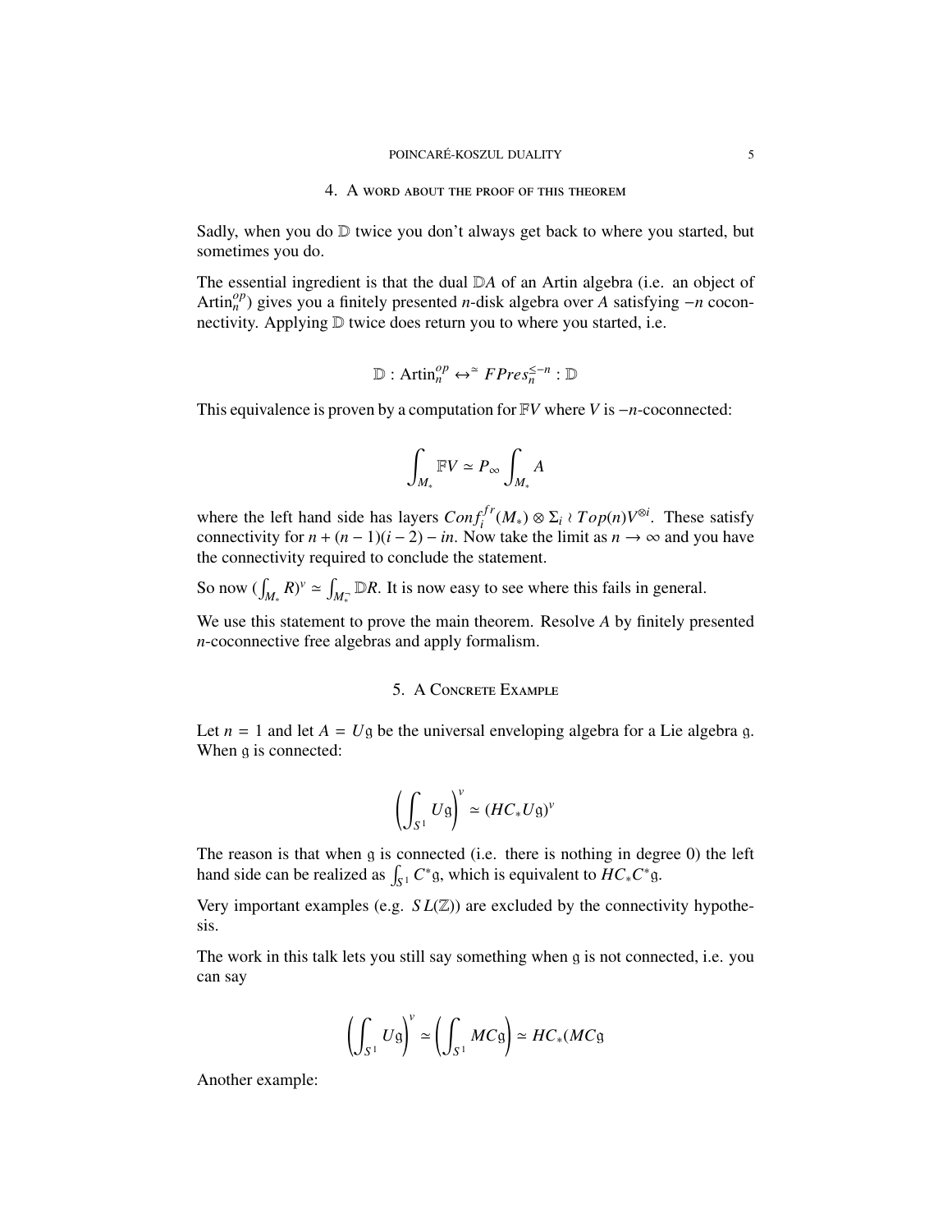## 4. A word about the proof of this theorem

Sadly, when you do $\mathbb{D}$ twice you don't always get back to where you started, but sometimes you do.

The essential ingredient is that the dual $\mathbb{D}A$ of an Artin algebra (i.e. an object of $\text{Artin}_n^{op}$) gives you a finitely presented $n$-disk algebra over $A$ satisfying $-n$ coconnectivity. Applying $\mathbb{D}$ twice does return you to where you started, i.e.

$$\mathbb{D} : \text{Artin}_n^{op} \leftrightarrow^{\simeq} FPres_n^{\leq -n} : \mathbb{D}$$

This equivalence is proven by a computation for $\mathbb{F}V$ where $V$ is $-n$-coconnected:

$$\int_{M_*} \mathbb{F}V \simeq P_\infty \int_{M_*} A$$

where the left hand side has layers $Conf_i^{fr}(M_*) \otimes \Sigma_i \wr Top(n) V^{\otimes i}$. These satisfy connectivity for $n + (n-1)(i-2) - in$. Now take the limit as $n \to \infty$ and you have the connectivity required to conclude the statement.

So now $(\int_{M_*} R)^\vee \simeq \int_{M_*^\neg} \mathbb{D}R$. It is now easy to see where this fails in general.

We use this statement to prove the main theorem. Resolve $A$ by finitely presented $n$-coconnective free algebras and apply formalism.

## 5. A Concrete Example

Let $n = 1$ and let $A = U\mathfrak{g}$ be the universal enveloping algebra for a Lie algebra $\mathfrak{g}$. When $\mathfrak{g}$ is connected:

$$\left( \int_{S^1} U\mathfrak{g} \right)^\vee \simeq (HC_* U\mathfrak{g})^\vee$$

The reason is that when $\mathfrak{g}$ is connected (i.e. there is nothing in degree 0) the left hand side can be realized as $\int_{S^1} C^*\mathfrak{g}$, which is equivalent to $HC_* C^*\mathfrak{g}$.

Very important examples (e.g. $SL(\mathbb{Z})$) are excluded by the connectivity hypothesis.

The work in this talk lets you still say something when $\mathfrak{g}$ is not connected, i.e. you can say

$$\left( \int_{S^1} U\mathfrak{g} \right)^\vee \simeq \left( \int_{S^1} MC\mathfrak{g} \right) \simeq HC_*(MC\mathfrak{g}$$

Another example: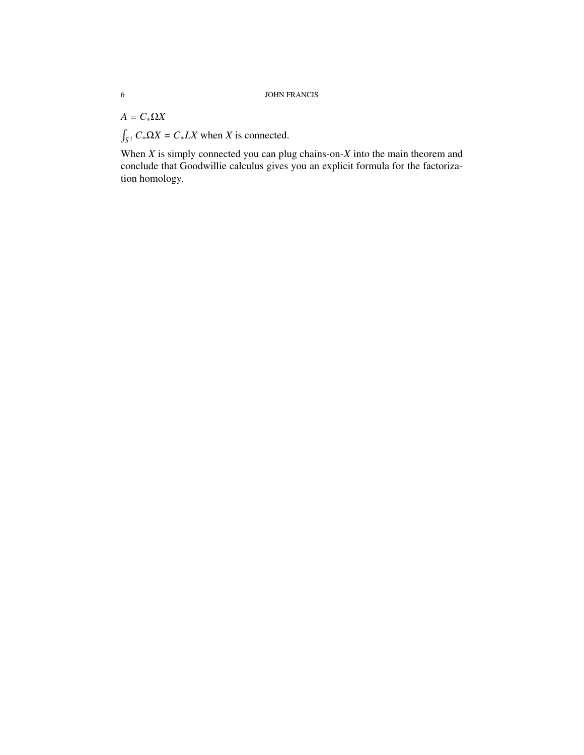$A = C_*\Omega X$

$\int_{S^1} C_*\Omega X = C_*LX$ when $X$ is connected.

When $X$ is simply connected you can plug chains-on-$X$ into the main theorem and conclude that Goodwillie calculus gives you an explicit formula for the factorization homology.